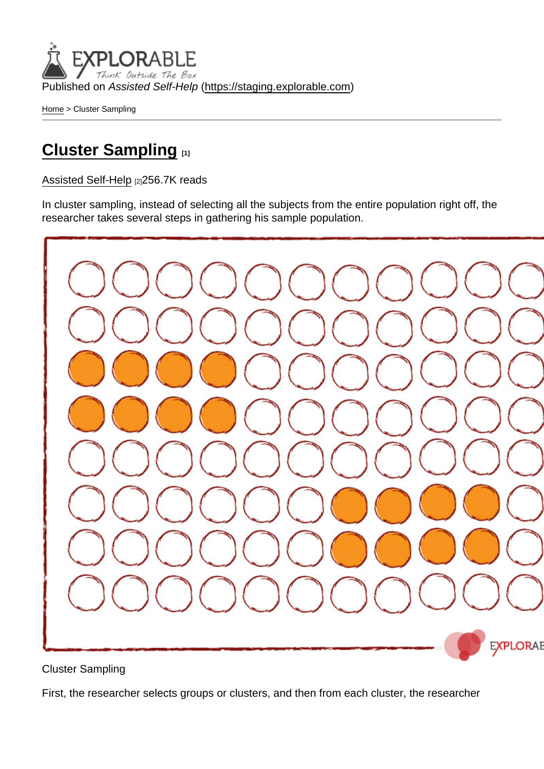Published on *Assisted Self-Help* (https://staging.explorable.com)

Home > Cluster Sampling

# Cluster Sampling [1]

Assisted Self-Help [2]256.7K reads

In cluster sampling, instead of selecting all the subjects from the entire population right off, the researcher takes several steps in gathering his sample population.

Cluster Sampling

First, the researcher selects groups or clusters, and then from each cluster, the researcher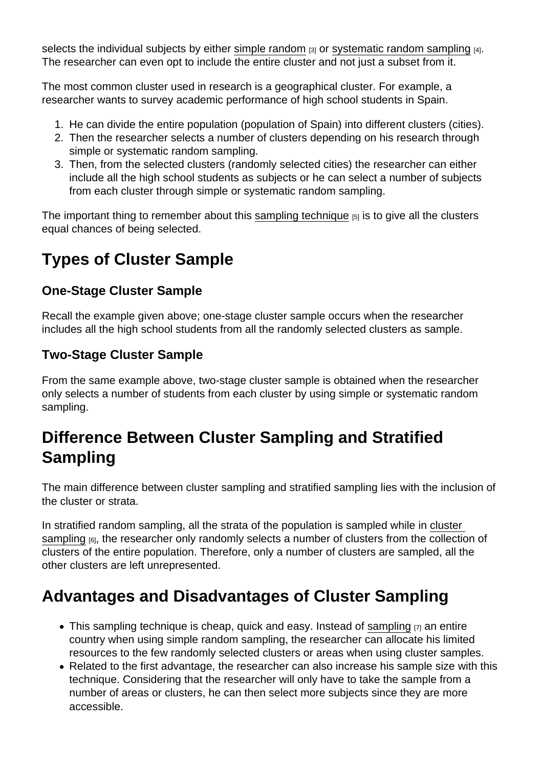selects the individual subjects by either simple random [3] or systematic random sampling [4]. The researcher can even opt to include the entire cluster and not just a subset from it.

The most common cluster used in research is a geographical cluster. For example, a researcher wants to survey academic performance of high school students in Spain.

1. He can divide the entire population (population of Spain) into different clusters (cities).
2. Then the researcher selects a number of clusters depending on his research through simple or systematic random sampling.
3. Then, from the selected clusters (randomly selected cities) the researcher can either include all the high school students as subjects or he can select a number of subjects from each cluster through simple or systematic random sampling.

The important thing to remember about this sampling technique [5] is to give all the clusters equal chances of being selected.

## Types of Cluster Sample

### One-Stage Cluster Sample

Recall the example given above; one-stage cluster sample occurs when the researcher includes all the high school students from all the randomly selected clusters as sample.

### Two-Stage Cluster Sample

From the same example above, two-stage cluster sample is obtained when the researcher only selects a number of students from each cluster by using simple or systematic random sampling.

## Difference Between Cluster Sampling and Stratified Sampling

The main difference between cluster sampling and stratified sampling lies with the inclusion of the cluster or strata.

In stratified random sampling, all the strata of the population is sampled while in cluster sampling [6], the researcher only randomly selects a number of clusters from the collection of clusters of the entire population. Therefore, only a number of clusters are sampled, all the other clusters are left unrepresented.

## Advantages and Disadvantages of Cluster Sampling

- This sampling technique is cheap, quick and easy. Instead of sampling [7] an entire country when using simple random sampling, the researcher can allocate his limited resources to the few randomly selected clusters or areas when using cluster samples.
- Related to the first advantage, the researcher can also increase his sample size with this technique. Considering that the researcher will only have to take the sample from a number of areas or clusters, he can then select more subjects since they are more accessible.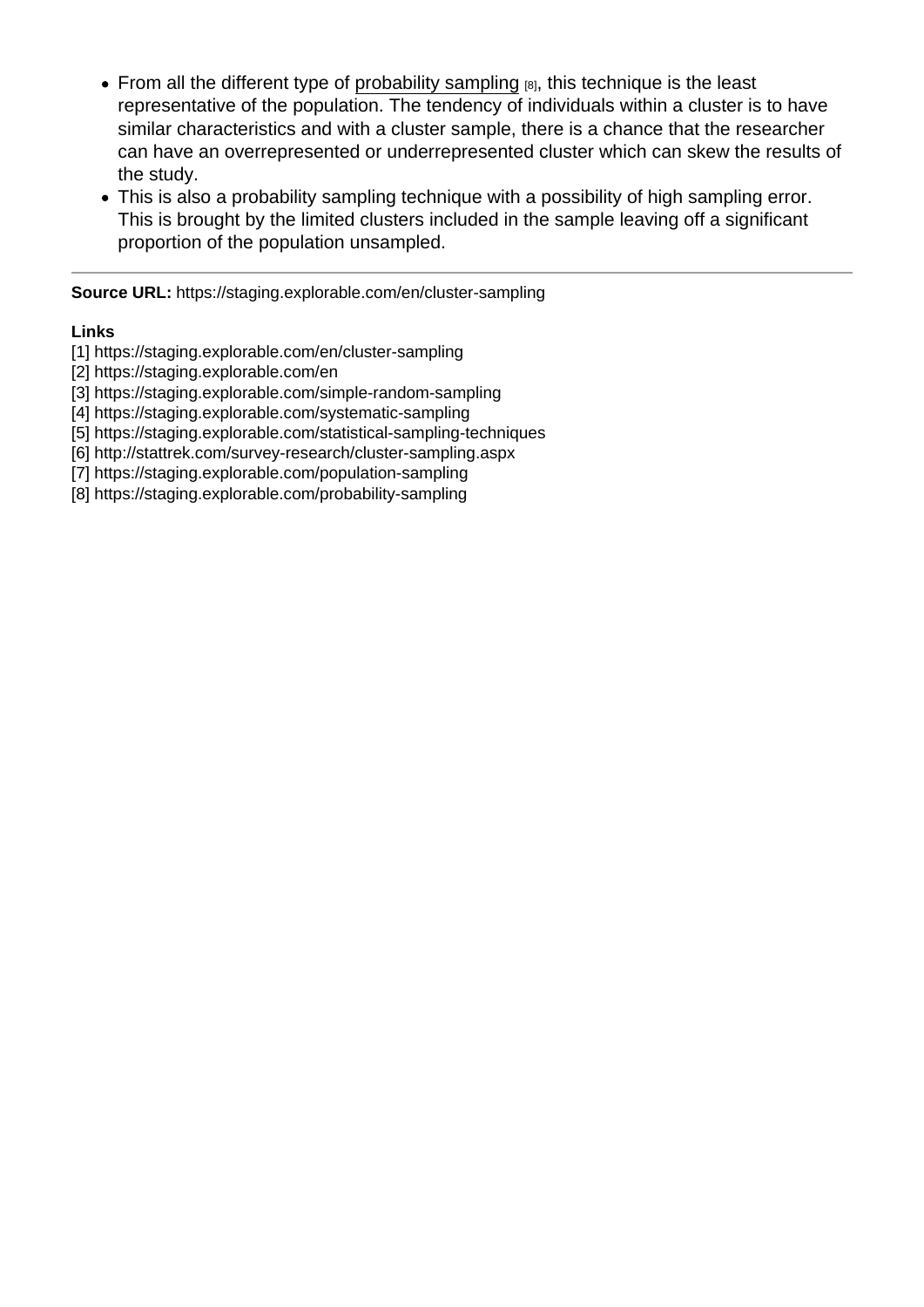- From all the different type of probability sampling [8], this technique is the least representative of the population. The tendency of individuals within a cluster is to have similar characteristics and with a cluster sample, there is a chance that the researcher can have an overrepresented or underrepresented cluster which can skew the results of the study.
- This is also a probability sampling technique with a possibility of high sampling error. This is brought by the limited clusters included in the sample leaving off a significant proportion of the population unsampled.

---

**Source URL:** https://staging.explorable.com/en/cluster-sampling

**Links**
[1] https://staging.explorable.com/en/cluster-sampling
[2] https://staging.explorable.com/en
[3] https://staging.explorable.com/simple-random-sampling
[4] https://staging.explorable.com/systematic-sampling
[5] https://staging.explorable.com/statistical-sampling-techniques
[6] http://stattrek.com/survey-research/cluster-sampling.aspx
[7] https://staging.explorable.com/population-sampling
[8] https://staging.explorable.com/probability-sampling